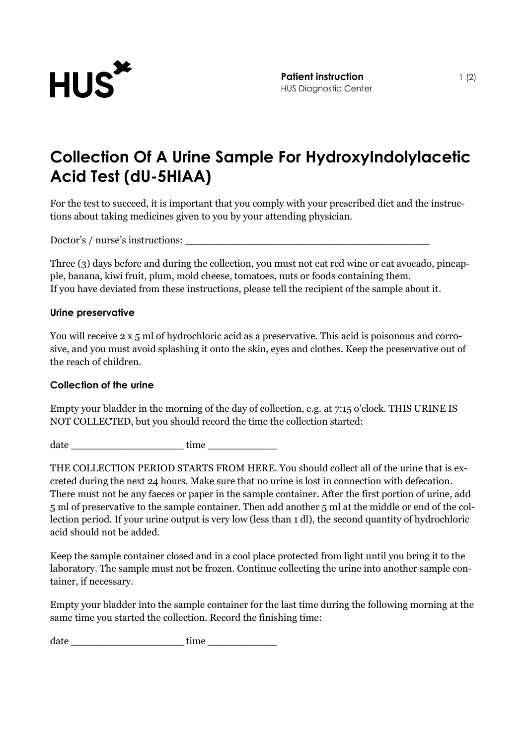# Collection Of A Urine Sample For HydroxyIndolylacetic Acid Test (dU-5HIAA)

For the test to succeed, it is important that you comply with your prescribed diet and the instructions about taking medicines given to you by your attending physician.

Doctor's / nurse's instructions: ________________________________________

Three (3) days before and during the collection, you must not eat red wine or eat avocado, pineapple, banana, kiwi fruit, plum, mold cheese, tomatoes, nuts or foods containing them.
If you have deviated from these instructions, please tell the recipient of the sample about it.

### Urine preservative

You will receive 2 x 5 ml of hydrochloric acid as a preservative. This acid is poisonous and corrosive, and you must avoid splashing it onto the skin, eyes and clothes. Keep the preservative out of the reach of children.

### Collection of the urine

Empty your bladder in the morning of the day of collection, e.g. at 7:15 o'clock. THIS URINE IS NOT COLLECTED, but you should record the time the collection started:

date __________________ time ___________

THE COLLECTION PERIOD STARTS FROM HERE. You should collect all of the urine that is excreted during the next 24 hours. Make sure that no urine is lost in connection with defecation. There must not be any faeces or paper in the sample container. After the first portion of urine, add 5 ml of preservative to the sample container. Then add another 5 ml at the middle or end of the collection period. If your urine output is very low (less than 1 dl), the second quantity of hydrochloric acid should not be added.

Keep the sample container closed and in a cool place protected from light until you bring it to the laboratory. The sample must not be frozen. Continue collecting the urine into another sample container, if necessary.

Empty your bladder into the sample container for the last time during the following morning at the same time you started the collection. Record the finishing time:

date __________________ time ___________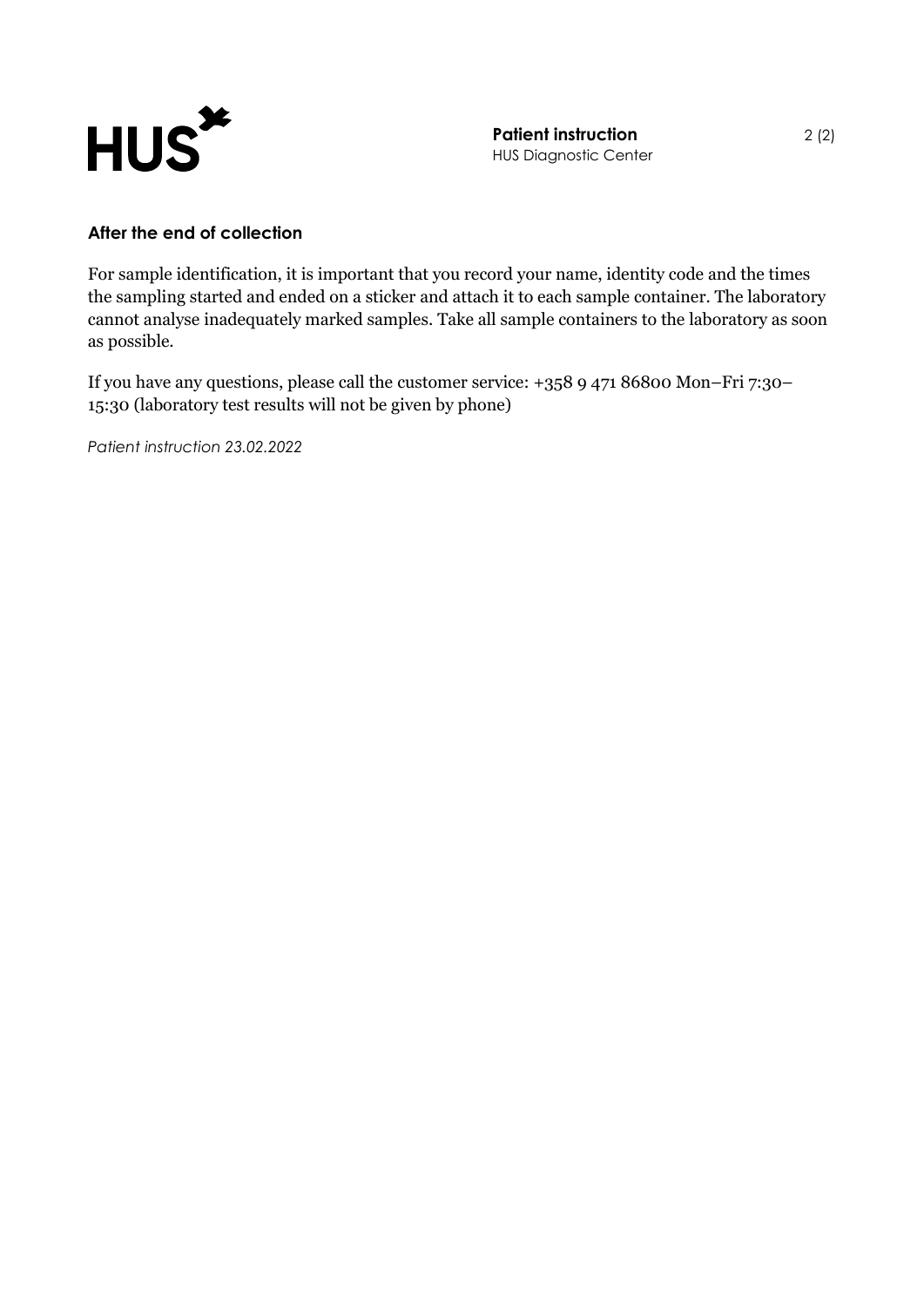## After the end of collection

For sample identification, it is important that you record your name, identity code and the times the sampling started and ended on a sticker and attach it to each sample container. The laboratory cannot analyse inadequately marked samples. Take all sample containers to the laboratory as soon as possible.

If you have any questions, please call the customer service: +358 9 471 86800 Mon–Fri 7:30–15:30 (laboratory test results will not be given by phone)

*Patient instruction 23.02.2022*